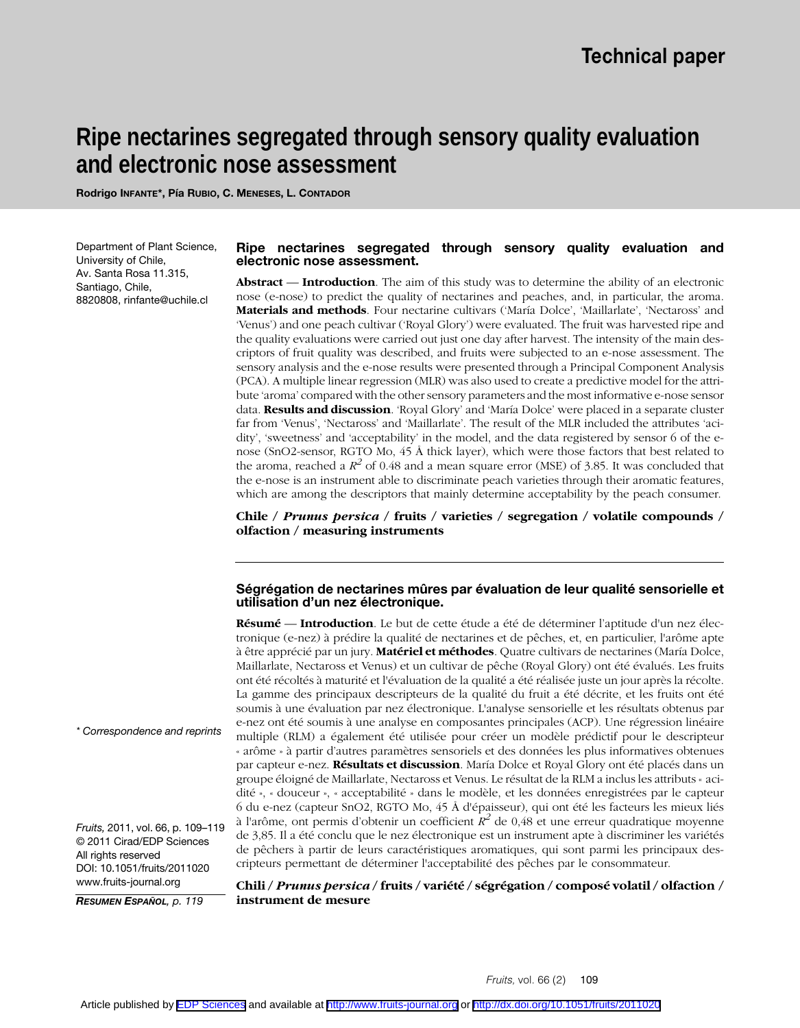Technical paper

# Ripe nectarines segregated through sensory quality evaluation and electronic nose assessment

**Rodrigo INFANTE\*, Pía RUBIO, C. MENESES, L. CONTADOR**

Department of Plant Science, University of Chile, Av. Santa Rosa 11.315, Santiago, Chile, 8820808, rinfante@uchile.cl

\* Correspondence and reprints

*Fruits,* 2011, vol. 66, p. 109–119
© 2011 Cirad/EDP Sciences
All rights reserved
DOI: 10.1051/fruits/2011020
www.fruits-journal.org

***RESUMEN ESPAÑOL,*** *p. 119*

## Ripe nectarines segregated through sensory quality evaluation and electronic nose assessment.

**Abstract** — **Introduction**. The aim of this study was to determine the ability of an electronic nose (e-nose) to predict the quality of nectarines and peaches, and, in particular, the aroma. **Materials and methods**. Four nectarine cultivars ('María Dolce', 'Maillarlate', 'Nectaross' and 'Venus') and one peach cultivar ('Royal Glory') were evaluated. The fruit was harvested ripe and the quality evaluations were carried out just one day after harvest. The intensity of the main descriptors of fruit quality was described, and fruits were subjected to an e-nose assessment. The sensory analysis and the e-nose results were presented through a Principal Component Analysis (PCA). A multiple linear regression (MLR) was also used to create a predictive model for the attribute 'aroma' compared with the other sensory parameters and the most informative e-nose sensor data. **Results and discussion**. 'Royal Glory' and 'María Dolce' were placed in a separate cluster far from 'Venus', 'Nectaross' and 'Maillarlate'. The result of the MLR included the attributes 'acidity', 'sweetness' and 'acceptability' in the model, and the data registered by sensor 6 of the e-nose (SnO2-sensor, RGTO Mo, 45 Å thick layer), which were those factors that best related to the aroma, reached a $R^2$ of 0.48 and a mean square error (MSE) of 3.85. It was concluded that the e-nose is an instrument able to discriminate peach varieties through their aromatic features, which are among the descriptors that mainly determine acceptability by the peach consumer.

**Chile / *Prunus persica* / fruits / varieties / segregation / volatile compounds / olfaction / measuring instruments**

## Ségrégation de nectarines mûres par évaluation de leur qualité sensorielle et utilisation d'un nez électronique.

**Résumé** — **Introduction**. Le but de cette étude a été de déterminer l'aptitude d'un nez électronique (e-nez) à prédire la qualité de nectarines et de pêches, et, en particulier, l'arôme apte à être apprécié par un jury. **Matériel et méthodes**. Quatre cultivars de nectarines (María Dolce, Maillarlate, Nectaross et Venus) et un cultivar de pêche (Royal Glory) ont été évalués. Les fruits ont été récoltés à maturité et l'évaluation de la qualité a été réalisée juste un jour après la récolte. La gamme des principaux descripteurs de la qualité du fruit a été décrite, et les fruits ont été soumis à une évaluation par nez électronique. L'analyse sensorielle et les résultats obtenus par e-nez ont été soumis à une analyse en composantes principales (ACP). Une régression linéaire multiple (RLM) a également été utilisée pour créer un modèle prédictif pour le descripteur « arôme » à partir d'autres paramètres sensoriels et des données les plus informatives obtenues par capteur e-nez. **Résultats et discussion**. María Dolce et Royal Glory ont été placés dans un groupe éloigné de Maillarlate, Nectaross et Venus. Le résultat de la RLM a inclus les attributs « acidité », « douceur », « acceptabilité » dans le modèle, et les données enregistrées par le capteur 6 du e-nez (capteur SnO2, RGTO Mo, 45 Å d'épaisseur), qui ont été les facteurs les mieux liés à l'arôme, ont permis d'obtenir un coefficient $R^2$ de 0,48 et une erreur quadratique moyenne de 3,85. Il a été conclu que le nez électronique est un instrument apte à discriminer les variétés de pêchers à partir de leurs caractéristiques aromatiques, qui sont parmi les principaux descripteurs permettant de déterminer l'acceptabilité des pêches par le consommateur.

**Chili / *Prunus persica* / fruits / variété / ségrégation / composé volatil / olfaction / instrument de mesure**

Article published by EDP Sciences and available at http://www.fruits-journal.org or http://dx.doi.org/10.1051/fruits/2011020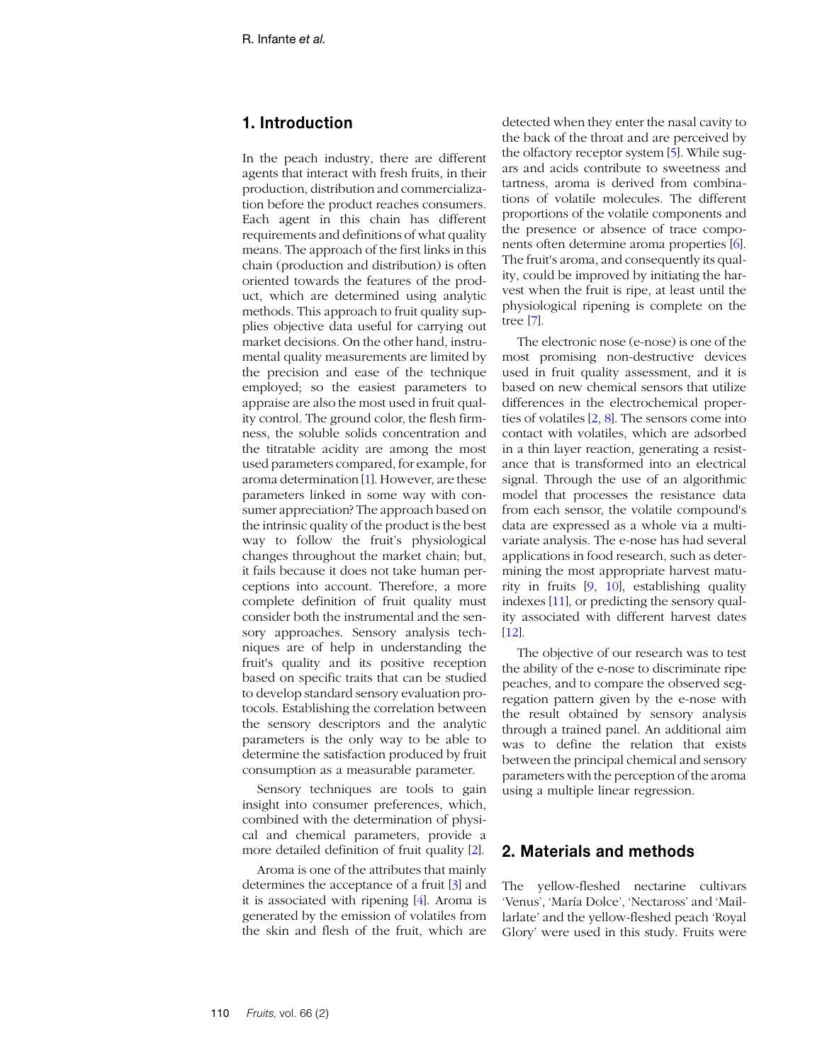## 1. Introduction

In the peach industry, there are different agents that interact with fresh fruits, in their production, distribution and commercialization before the product reaches consumers. Each agent in this chain has different requirements and definitions of what quality means. The approach of the first links in this chain (production and distribution) is often oriented towards the features of the product, which are determined using analytic methods. This approach to fruit quality supplies objective data useful for carrying out market decisions. On the other hand, instrumental quality measurements are limited by the precision and ease of the technique employed; so the easiest parameters to appraise are also the most used in fruit quality control. The ground color, the flesh firmness, the soluble solids concentration and the titratable acidity are among the most used parameters compared, for example, for aroma determination [1]. However, are these parameters linked in some way with consumer appreciation? The approach based on the intrinsic quality of the product is the best way to follow the fruit's physiological changes throughout the market chain; but, it fails because it does not take human perceptions into account. Therefore, a more complete definition of fruit quality must consider both the instrumental and the sensory approaches. Sensory analysis techniques are of help in understanding the fruit's quality and its positive reception based on specific traits that can be studied to develop standard sensory evaluation protocols. Establishing the correlation between the sensory descriptors and the analytic parameters is the only way to be able to determine the satisfaction produced by fruit consumption as a measurable parameter.

Sensory techniques are tools to gain insight into consumer preferences, which, combined with the determination of physical and chemical parameters, provide a more detailed definition of fruit quality [2].

Aroma is one of the attributes that mainly determines the acceptance of a fruit [3] and it is associated with ripening [4]. Aroma is generated by the emission of volatiles from the skin and flesh of the fruit, which are detected when they enter the nasal cavity to the back of the throat and are perceived by the olfactory receptor system [5]. While sugars and acids contribute to sweetness and tartness, aroma is derived from combinations of volatile molecules. The different proportions of the volatile components and the presence or absence of trace components often determine aroma properties [6]. The fruit's aroma, and consequently its quality, could be improved by initiating the harvest when the fruit is ripe, at least until the physiological ripening is complete on the tree [7].

The electronic nose (e-nose) is one of the most promising non-destructive devices used in fruit quality assessment, and it is based on new chemical sensors that utilize differences in the electrochemical properties of volatiles [2, 8]. The sensors come into contact with volatiles, which are adsorbed in a thin layer reaction, generating a resistance that is transformed into an electrical signal. Through the use of an algorithmic model that processes the resistance data from each sensor, the volatile compound's data are expressed as a whole via a multivariate analysis. The e-nose has had several applications in food research, such as determining the most appropriate harvest maturity in fruits [9, 10], establishing quality indexes [11], or predicting the sensory quality associated with different harvest dates [12].

The objective of our research was to test the ability of the e-nose to discriminate ripe peaches, and to compare the observed segregation pattern given by the e-nose with the result obtained by sensory analysis through a trained panel. An additional aim was to define the relation that exists between the principal chemical and sensory parameters with the perception of the aroma using a multiple linear regression.

## 2. Materials and methods

The yellow-fleshed nectarine cultivars 'Venus', 'María Dolce', 'Nectaross' and 'Maillarlate' and the yellow-fleshed peach 'Royal Glory' were used in this study. Fruits were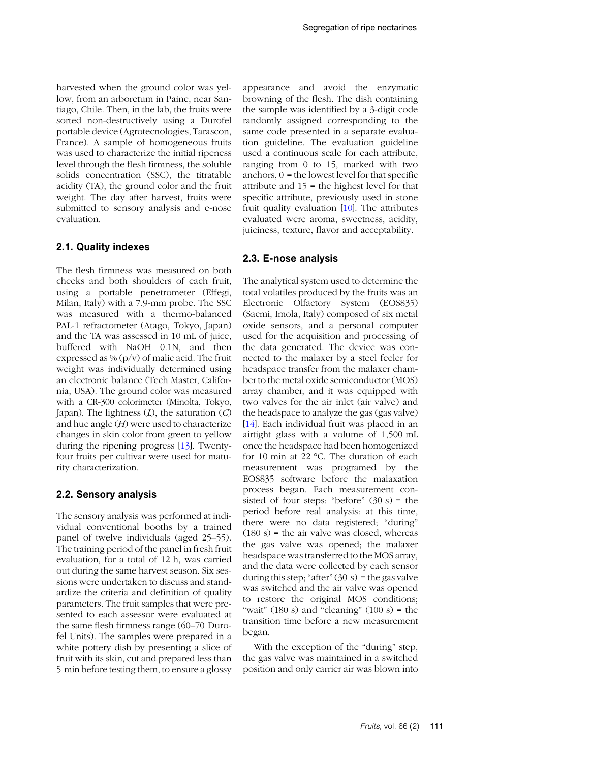harvested when the ground color was yellow, from an arboretum in Paine, near Santiago, Chile. Then, in the lab, the fruits were sorted non-destructively using a Durofel portable device (Agrotecnologies, Tarascon, France). A sample of homogeneous fruits was used to characterize the initial ripeness level through the flesh firmness, the soluble solids concentration (SSC), the titratable acidity (TA), the ground color and the fruit weight. The day after harvest, fruits were submitted to sensory analysis and e-nose evaluation.

## 2.1. Quality indexes

The flesh firmness was measured on both cheeks and both shoulders of each fruit, using a portable penetrometer (Effegi, Milan, Italy) with a 7.9-mm probe. The SSC was measured with a thermo-balanced PAL-1 refractometer (Atago, Tokyo, Japan) and the TA was assessed in 10 mL of juice, buffered with NaOH 0.1N, and then expressed as % (p/v) of malic acid. The fruit weight was individually determined using an electronic balance (Tech Master, California, USA). The ground color was measured with a CR-300 colorimeter (Minolta, Tokyo, Japan). The lightness ($L$), the saturation ($C$) and hue angle ($H$) were used to characterize changes in skin color from green to yellow during the ripening progress [13]. Twenty-four fruits per cultivar were used for maturity characterization.

## 2.2. Sensory analysis

The sensory analysis was performed at individual conventional booths by a trained panel of twelve individuals (aged 25–55). The training period of the panel in fresh fruit evaluation, for a total of 12 h, was carried out during the same harvest season. Six sessions were undertaken to discuss and standardize the criteria and definition of quality parameters. The fruit samples that were presented to each assessor were evaluated at the same flesh firmness range (60–70 Durofel Units). The samples were prepared in a white pottery dish by presenting a slice of fruit with its skin, cut and prepared less than 5 min before testing them, to ensure a glossy appearance and avoid the enzymatic browning of the flesh. The dish containing the sample was identified by a 3-digit code randomly assigned corresponding to the same code presented in a separate evaluation guideline. The evaluation guideline used a continuous scale for each attribute, ranging from 0 to 15, marked with two anchors, 0 = the lowest level for that specific attribute and 15 = the highest level for that specific attribute, previously used in stone fruit quality evaluation [10]. The attributes evaluated were aroma, sweetness, acidity, juiciness, texture, flavor and acceptability.

## 2.3. E-nose analysis

The analytical system used to determine the total volatiles produced by the fruits was an Electronic Olfactory System (EOS835) (Sacmi, Imola, Italy) composed of six metal oxide sensors, and a personal computer used for the acquisition and processing of the data generated. The device was connected to the malaxer by a steel feeler for headspace transfer from the malaxer chamber to the metal oxide semiconductor (MOS) array chamber, and it was equipped with two valves for the air inlet (air valve) and the headspace to analyze the gas (gas valve) [14]. Each individual fruit was placed in an airtight glass with a volume of 1,500 mL once the headspace had been homogenized for 10 min at 22 °C. The duration of each measurement was programed by the EOS835 software before the malaxation process began. Each measurement consisted of four steps: "before" (30 s) = the period before real analysis: at this time, there were no data registered; "during" (180 s) = the air valve was closed, whereas the gas valve was opened; the malaxer headspace was transferred to the MOS array, and the data were collected by each sensor during this step; "after" (30 s) = the gas valve was switched and the air valve was opened to restore the original MOS conditions; "wait" (180 s) and "cleaning" (100 s) = the transition time before a new measurement began.

With the exception of the "during" step, the gas valve was maintained in a switched position and only carrier air was blown into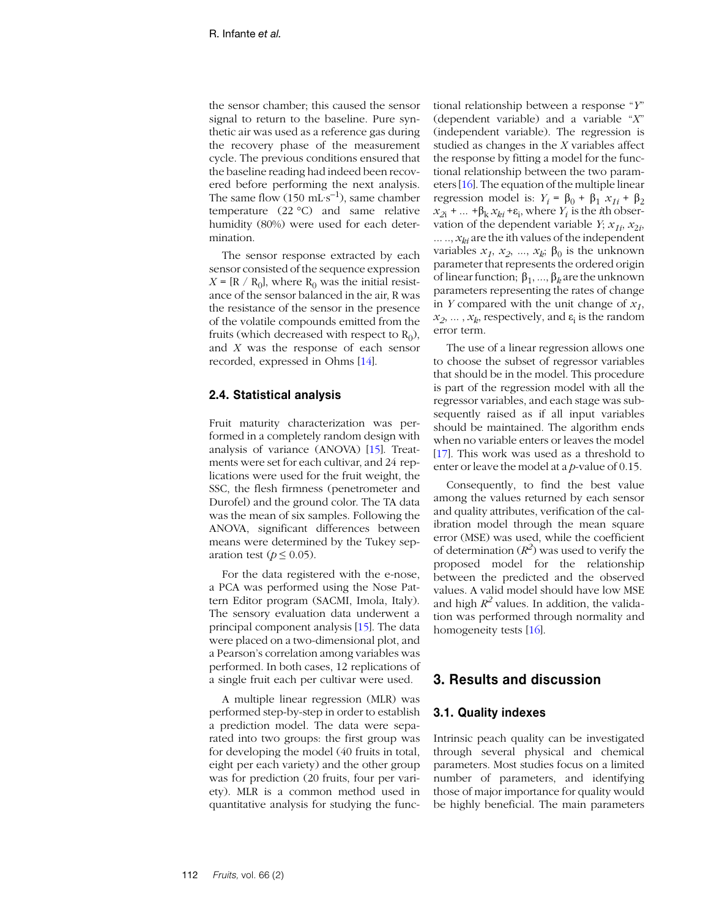the sensor chamber; this caused the sensor signal to return to the baseline. Pure synthetic air was used as a reference gas during the recovery phase of the measurement cycle. The previous conditions ensured that the baseline reading had indeed been recovered before performing the next analysis. The same flow (150 $mL \cdot s^{-1}$), same chamber temperature (22 °C) and same relative humidity (80%) were used for each determination.

The sensor response extracted by each sensor consisted of the sequence expression $X = [R / R_0]$, where $R_0$ was the initial resistance of the sensor balanced in the air, R was the resistance of the sensor in the presence of the volatile compounds emitted from the fruits (which decreased with respect to $R_0$), and $X$ was the response of each sensor recorded, expressed in Ohms [14].

## 2.4. Statistical analysis

Fruit maturity characterization was performed in a completely random design with analysis of variance (ANOVA) [15]. Treatments were set for each cultivar, and 24 replications were used for the fruit weight, the SSC, the flesh firmness (penetrometer and Durofel) and the ground color. The TA data was the mean of six samples. Following the ANOVA, significant differences between means were determined by the Tukey separation test ($p \leq 0.05$).

For the data registered with the e-nose, a PCA was performed using the Nose Pattern Editor program (SACMI, Imola, Italy). The sensory evaluation data underwent a principal component analysis [15]. The data were placed on a two-dimensional plot, and a Pearson's correlation among variables was performed. In both cases, 12 replications of a single fruit each per cultivar were used.

A multiple linear regression (MLR) was performed step-by-step in order to establish a prediction model. The data were separated into two groups: the first group was for developing the model (40 fruits in total, eight per each variety) and the other group was for prediction (20 fruits, four per variety). MLR is a common method used in quantitative analysis for studying the functional relationship between a response "*Y*" (dependent variable) and a variable "*X*" (independent variable). The regression is studied as changes in the *X* variables affect the response by fitting a model for the functional relationship between the two parameters [16]. The equation of the multiple linear regression model is: $Y_i = \beta_0 + \beta_1 x_{1i} + \beta_2 x_{2i} + ... + \beta_k x_{ki} + \varepsilon_i$, where $Y_i$ is the *i*th observation of the dependent variable $Y$; $x_{1i}$, $x_{2i}$, ... .., $x_{ki}$ are the ith values of the independent variables $x_1$, $x_2$, ..., $x_k$; $\beta_0$ is the unknown parameter that represents the ordered origin of linear function; $\beta_1$, ..., $\beta_k$ are the unknown parameters representing the rates of change in $Y$ compared with the unit change of $x_1$, $x_2$, ... , $x_k$, respectively, and $\varepsilon_i$ is the random error term.

The use of a linear regression allows one to choose the subset of regressor variables that should be in the model. This procedure is part of the regression model with all the regressor variables, and each stage was subsequently raised as if all input variables should be maintained. The algorithm ends when no variable enters or leaves the model [17]. This work was used as a threshold to enter or leave the model at a *p*-value of 0.15.

Consequently, to find the best value among the values returned by each sensor and quality attributes, verification of the calibration model through the mean square error (MSE) was used, while the coefficient of determination ($R^2$) was used to verify the proposed model for the relationship between the predicted and the observed values. A valid model should have low MSE and high $R^2$ values. In addition, the validation was performed through normality and homogeneity tests [16].

# 3. Results and discussion

## 3.1. Quality indexes

Intrinsic peach quality can be investigated through several physical and chemical parameters. Most studies focus on a limited number of parameters, and identifying those of major importance for quality would be highly beneficial. The main parameters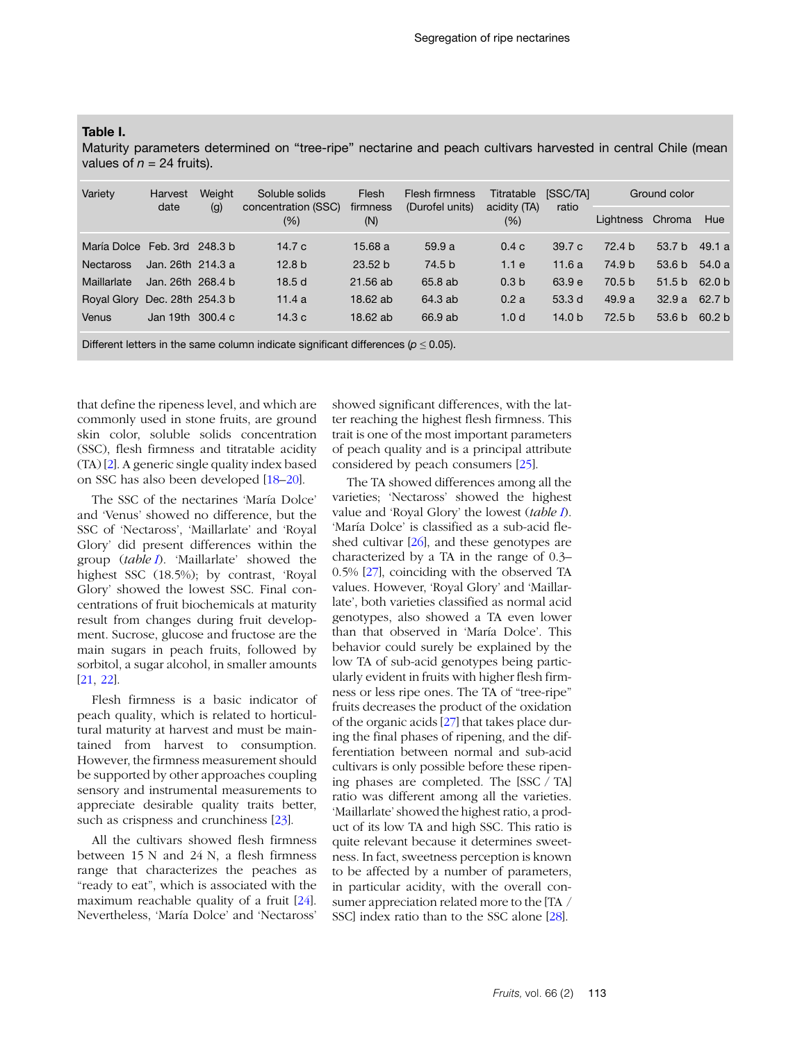**Table I.**
Maturity parameters determined on "tree-ripe" nectarine and peach cultivars harvested in central Chile (mean values of $n$ = 24 fruits).

| Variety | Harvest date | Weight (g) | Soluble solids concentration (SSC) (%) | Flesh firmness (N) | Flesh firmness (Durofel units) | Titratable acidity (TA) (%) | [SSC/TA] ratio | Ground color | | |
|---|---|---|---|---|---|---|---|---|---|---|
| | | | | | | | | Lightness | Chroma | Hue |
| María Dolce | Feb. 3rd | 248.3 b | 14.7 c | 15.68 a | 59.9 a | 0.4 c | 39.7 c | 72.4 b | 53.7 b | 49.1 a |
| Nectaross | Jan. 26th | 214.3 a | 12.8 b | 23.52 b | 74.5 b | 1.1 e | 11.6 a | 74.9 b | 53.6 b | 54.0 a |
| Maillarlate | Jan. 26th | 268.4 b | 18.5 d | 21.56 ab | 65.8 ab | 0.3 b | 63.9 e | 70.5 b | 51.5 b | 62.0 b |
| Royal Glory | Dec. 28th | 254.3 b | 11.4 a | 18.62 ab | 64.3 ab | 0.2 a | 53.3 d | 49.9 a | 32.9 a | 62.7 b |
| Venus | Jan 19th | 300.4 c | 14.3 c | 18.62 ab | 66.9 ab | 1.0 d | 14.0 b | 72.5 b | 53.6 b | 60.2 b |

Different letters in the same column indicate significant differences ($p \leq 0.05$).

that define the ripeness level, and which are commonly used in stone fruits, are ground skin color, soluble solids concentration (SSC), flesh firmness and titratable acidity (TA) [2]. A generic single quality index based on SSC has also been developed [18–20].

The SSC of the nectarines 'María Dolce' and 'Venus' showed no difference, but the SSC of 'Nectaross', 'Maillarlate' and 'Royal Glory' did present differences within the group (*table I*). 'Maillarlate' showed the highest SSC (18.5%); by contrast, 'Royal Glory' showed the lowest SSC. Final concentrations of fruit biochemicals at maturity result from changes during fruit development. Sucrose, glucose and fructose are the main sugars in peach fruits, followed by sorbitol, a sugar alcohol, in smaller amounts [21, 22].

Flesh firmness is a basic indicator of peach quality, which is related to horticultural maturity at harvest and must be maintained from harvest to consumption. However, the firmness measurement should be supported by other approaches coupling sensory and instrumental measurements to appreciate desirable quality traits better, such as crispness and crunchiness [23].

All the cultivars showed flesh firmness between 15 N and 24 N, a flesh firmness range that characterizes the peaches as "ready to eat", which is associated with the maximum reachable quality of a fruit [24]. Nevertheless, 'María Dolce' and 'Nectaross' showed significant differences, with the latter reaching the highest flesh firmness. This trait is one of the most important parameters of peach quality and is a principal attribute considered by peach consumers [25].

The TA showed differences among all the varieties; 'Nectaross' showed the highest value and 'Royal Glory' the lowest (*table I*). 'María Dolce' is classified as a sub-acid fleshed cultivar [26], and these genotypes are characterized by a TA in the range of 0.3–0.5% [27], coinciding with the observed TA values. However, 'Royal Glory' and 'Maillarlate', both varieties classified as normal acid genotypes, also showed a TA even lower than that observed in 'María Dolce'. This behavior could surely be explained by the low TA of sub-acid genotypes being particularly evident in fruits with higher flesh firmness or less ripe ones. The TA of "tree-ripe" fruits decreases the product of the oxidation of the organic acids [27] that takes place during the final phases of ripening, and the differentiation between normal and sub-acid cultivars is only possible before these ripening phases are completed. The [SSC / TA] ratio was different among all the varieties. 'Maillarlate' showed the highest ratio, a product of its low TA and high SSC. This ratio is quite relevant because it determines sweetness. In fact, sweetness perception is known to be affected by a number of parameters, in particular acidity, with the overall consumer appreciation related more to the [TA / SSC] index ratio than to the SSC alone [28].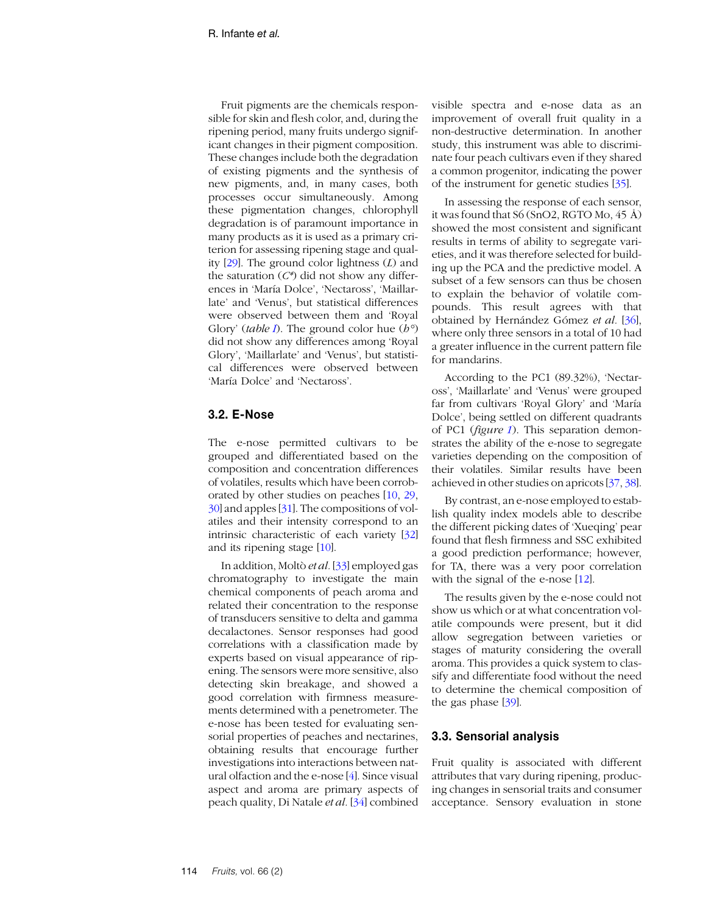Fruit pigments are the chemicals responsible for skin and flesh color, and, during the ripening period, many fruits undergo significant changes in their pigment composition. These changes include both the degradation of existing pigments and the synthesis of new pigments, and, in many cases, both processes occur simultaneously. Among these pigmentation changes, chlorophyll degradation is of paramount importance in many products as it is used as a primary criterion for assessing ripening stage and quality [29]. The ground color lightness (*L*) and the saturation (*C\**) did not show any differences in 'María Dolce', 'Nectaross', 'Maillarlate' and 'Venus', but statistical differences were observed between them and 'Royal Glory' (*table I*). The ground color hue (*h°*) did not show any differences among 'Royal Glory', 'Maillarlate' and 'Venus', but statistical differences were observed between 'María Dolce' and 'Nectaross'.

## 3.2. E-Nose

The e-nose permitted cultivars to be grouped and differentiated based on the composition and concentration differences of volatiles, results which have been corroborated by other studies on peaches [10, 29, 30] and apples [31]. The compositions of volatiles and their intensity correspond to an intrinsic characteristic of each variety [32] and its ripening stage [10].

In addition, Moltò *et al.* [33] employed gas chromatography to investigate the main chemical components of peach aroma and related their concentration to the response of transducers sensitive to delta and gamma decalactones. Sensor responses had good correlations with a classification made by experts based on visual appearance of ripening. The sensors were more sensitive, also detecting skin breakage, and showed a good correlation with firmness measurements determined with a penetrometer. The e-nose has been tested for evaluating sensorial properties of peaches and nectarines, obtaining results that encourage further investigations into interactions between natural olfaction and the e-nose [4]. Since visual aspect and aroma are primary aspects of peach quality, Di Natale *et al.* [34] combined visible spectra and e-nose data as an improvement of overall fruit quality in a non-destructive determination. In another study, this instrument was able to discriminate four peach cultivars even if they shared a common progenitor, indicating the power of the instrument for genetic studies [35].

In assessing the response of each sensor, it was found that S6 ($SnO_2$, RGTO Mo, 45 Å) showed the most consistent and significant results in terms of ability to segregate varieties, and it was therefore selected for building up the PCA and the predictive model. A subset of a few sensors can thus be chosen to explain the behavior of volatile compounds. This result agrees with that obtained by Hernández Gómez *et al.* [36], where only three sensors in a total of 10 had a greater influence in the current pattern file for mandarins.

According to the PC1 (89.32%), 'Nectaross', 'Maillarlate' and 'Venus' were grouped far from cultivars 'Royal Glory' and 'María Dolce', being settled on different quadrants of PC1 (*figure 1*). This separation demonstrates the ability of the e-nose to segregate varieties depending on the composition of their volatiles. Similar results have been achieved in other studies on apricots [37, 38].

By contrast, an e-nose employed to establish quality index models able to describe the different picking dates of 'Xueqing' pear found that flesh firmness and SSC exhibited a good prediction performance; however, for TA, there was a very poor correlation with the signal of the e-nose [12].

The results given by the e-nose could not show us which or at what concentration volatile compounds were present, but it did allow segregation between varieties or stages of maturity considering the overall aroma. This provides a quick system to classify and differentiate food without the need to determine the chemical composition of the gas phase [39].

## 3.3. Sensorial analysis

Fruit quality is associated with different attributes that vary during ripening, producing changes in sensorial traits and consumer acceptance. Sensory evaluation in stone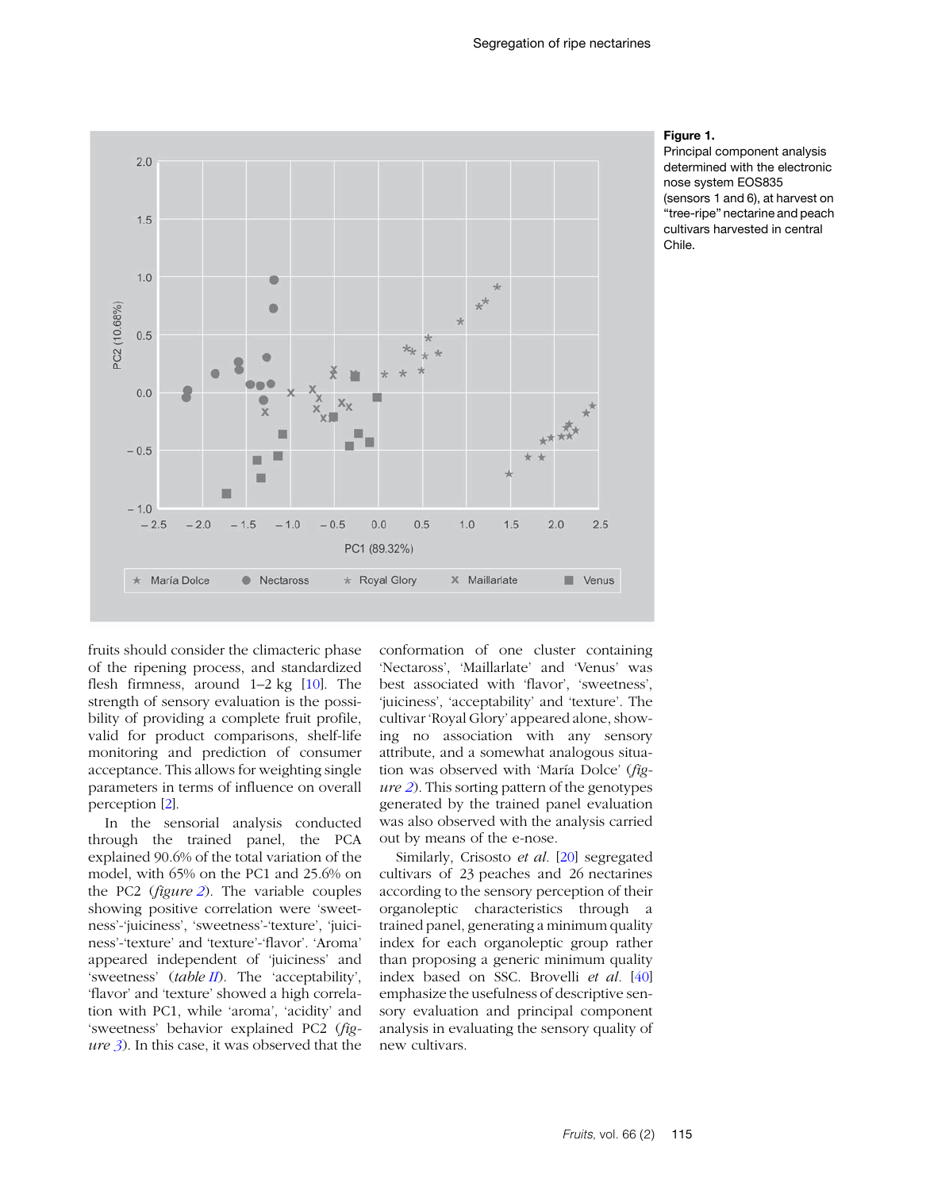**Figure 1.**
Principal component analysis determined with the electronic nose system EOS835 (sensors 1 and 6), at harvest on "tree-ripe" nectarine and peach cultivars harvested in central Chile.

fruits should consider the climacteric phase of the ripening process, and standardized flesh firmness, around 1–2 kg [10]. The strength of sensory evaluation is the possibility of providing a complete fruit profile, valid for product comparisons, shelf-life monitoring and prediction of consumer acceptance. This allows for weighting single parameters in terms of influence on overall perception [2].

In the sensorial analysis conducted through the trained panel, the PCA explained 90.6% of the total variation of the model, with 65% on the PC1 and 25.6% on the PC2 (*figure 2*). The variable couples showing positive correlation were 'sweetness'-'juiciness', 'sweetness'-'texture', 'juiciness'-'texture' and 'texture'-'flavor'. 'Aroma' appeared independent of 'juiciness' and 'sweetness' (*table II*). The 'acceptability', 'flavor' and 'texture' showed a high correlation with PC1, while 'aroma', 'acidity' and 'sweetness' behavior explained PC2 (*figure 3*). In this case, it was observed that the conformation of one cluster containing 'Nectaross', 'Maillarlate' and 'Venus' was best associated with 'flavor', 'sweetness', 'juiciness', 'acceptability' and 'texture'. The cultivar 'Royal Glory' appeared alone, showing no association with any sensory attribute, and a somewhat analogous situation was observed with 'María Dolce' (*figure 2*). This sorting pattern of the genotypes generated by the trained panel evaluation was also observed with the analysis carried out by means of the e-nose.

Similarly, Crisosto *et al.* [20] segregated cultivars of 23 peaches and 26 nectarines according to the sensory perception of their organoleptic characteristics through a trained panel, generating a minimum quality index for each organoleptic group rather than proposing a generic minimum quality index based on SSC. Brovelli *et al.* [40] emphasize the usefulness of descriptive sensory evaluation and principal component analysis in evaluating the sensory quality of new cultivars.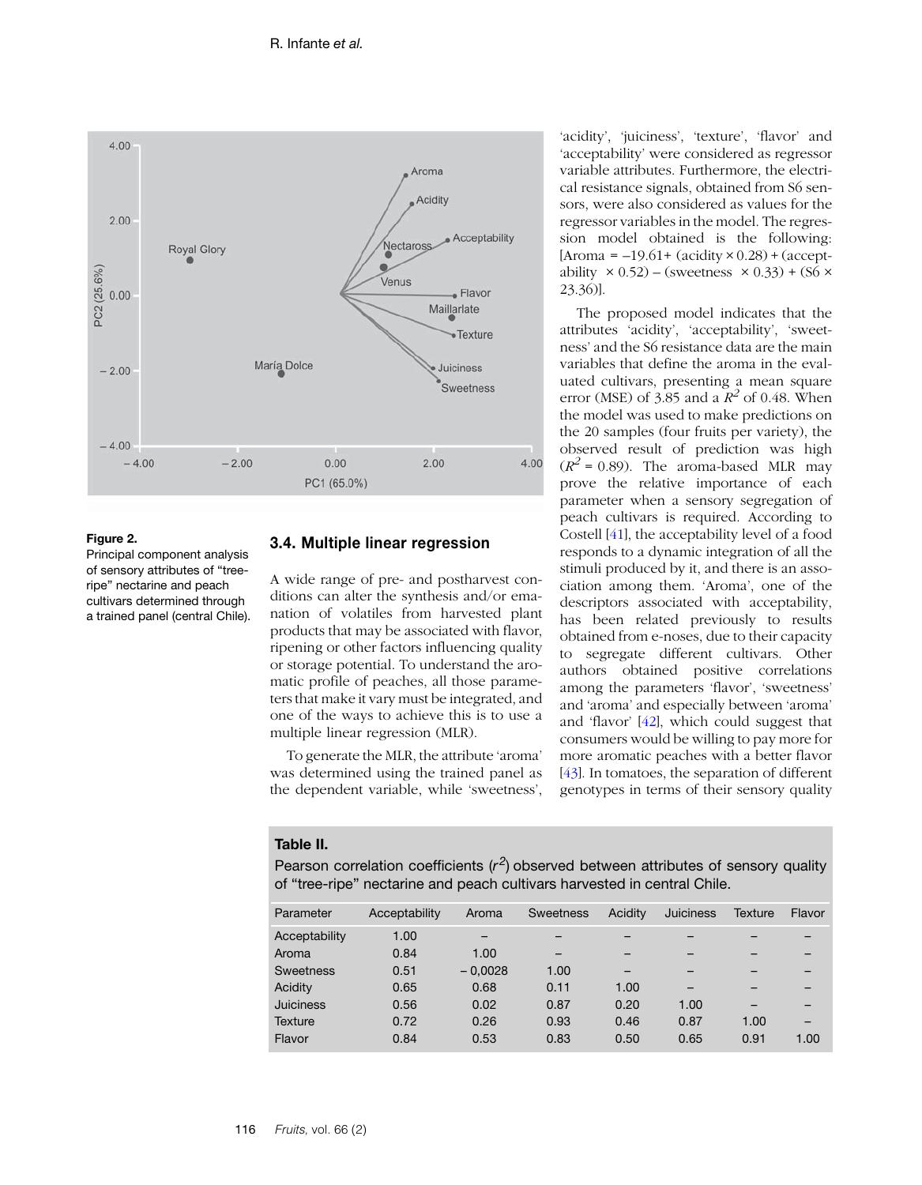**Figure 2.**
Principal component analysis of sensory attributes of "tree-ripe" nectarine and peach cultivars determined through a trained panel (central Chile).

### 3.4. Multiple linear regression

A wide range of pre- and postharvest conditions can alter the synthesis and/or emanation of volatiles from harvested plant products that may be associated with flavor, ripening or other factors influencing quality or storage potential. To understand the aromatic profile of peaches, all those parameters that make it vary must be integrated, and one of the ways to achieve this is to use a multiple linear regression (MLR).

To generate the MLR, the attribute 'aroma' was determined using the trained panel as the dependent variable, while 'sweetness', 'acidity', 'juiciness', 'texture', 'flavor' and 'acceptability' were considered as regressor variable attributes. Furthermore, the electrical resistance signals, obtained from S6 sensors, were also considered as values for the regressor variables in the model. The regression model obtained is the following: [Aroma = –19.61+ (acidity × 0.28) + (acceptability × 0.52) – (sweetness × 0.33) + (S6 × 23.36)].

The proposed model indicates that the attributes 'acidity', 'acceptability', 'sweetness' and the S6 resistance data are the main variables that define the aroma in the evaluated cultivars, presenting a mean square error (MSE) of 3.85 and a $R^2$ of 0.48. When the model was used to make predictions on the 20 samples (four fruits per variety), the observed result of prediction was high ($R^2$ = 0.89). The aroma-based MLR may prove the relative importance of each parameter when a sensory segregation of peach cultivars is required. According to Costell [41], the acceptability level of a food responds to a dynamic integration of all the stimuli produced by it, and there is an association among them. 'Aroma', one of the descriptors associated with acceptability, has been related previously to results obtained from e-noses, due to their capacity to segregate different cultivars. Other authors obtained positive correlations among the parameters 'flavor', 'sweetness' and 'aroma' and especially between 'aroma' and 'flavor' [42], which could suggest that consumers would be willing to pay more for more aromatic peaches with a better flavor [43]. In tomatoes, the separation of different genotypes in terms of their sensory quality

**Table II.**
Pearson correlation coefficients ($r^2$) observed between attributes of sensory quality of "tree-ripe" nectarine and peach cultivars harvested in central Chile.

| Parameter | Acceptability | Aroma | Sweetness | Acidity | Juiciness | Texture | Flavor |
|---|---|---|---|---|---|---|---|
| Acceptability | 1.00 | – | – | – | – | – | – |
| Aroma | 0.84 | 1.00 | – | – | – | – | – |
| Sweetness | 0.51 | – 0,0028 | 1.00 | – | – | – | – |
| Acidity | 0.65 | 0.68 | 0.11 | 1.00 | – | – | – |
| Juiciness | 0.56 | 0.02 | 0.87 | 0.20 | 1.00 | – | – |
| Texture | 0.72 | 0.26 | 0.93 | 0.46 | 0.87 | 1.00 | – |
| Flavor | 0.84 | 0.53 | 0.83 | 0.50 | 0.65 | 0.91 | 1.00 |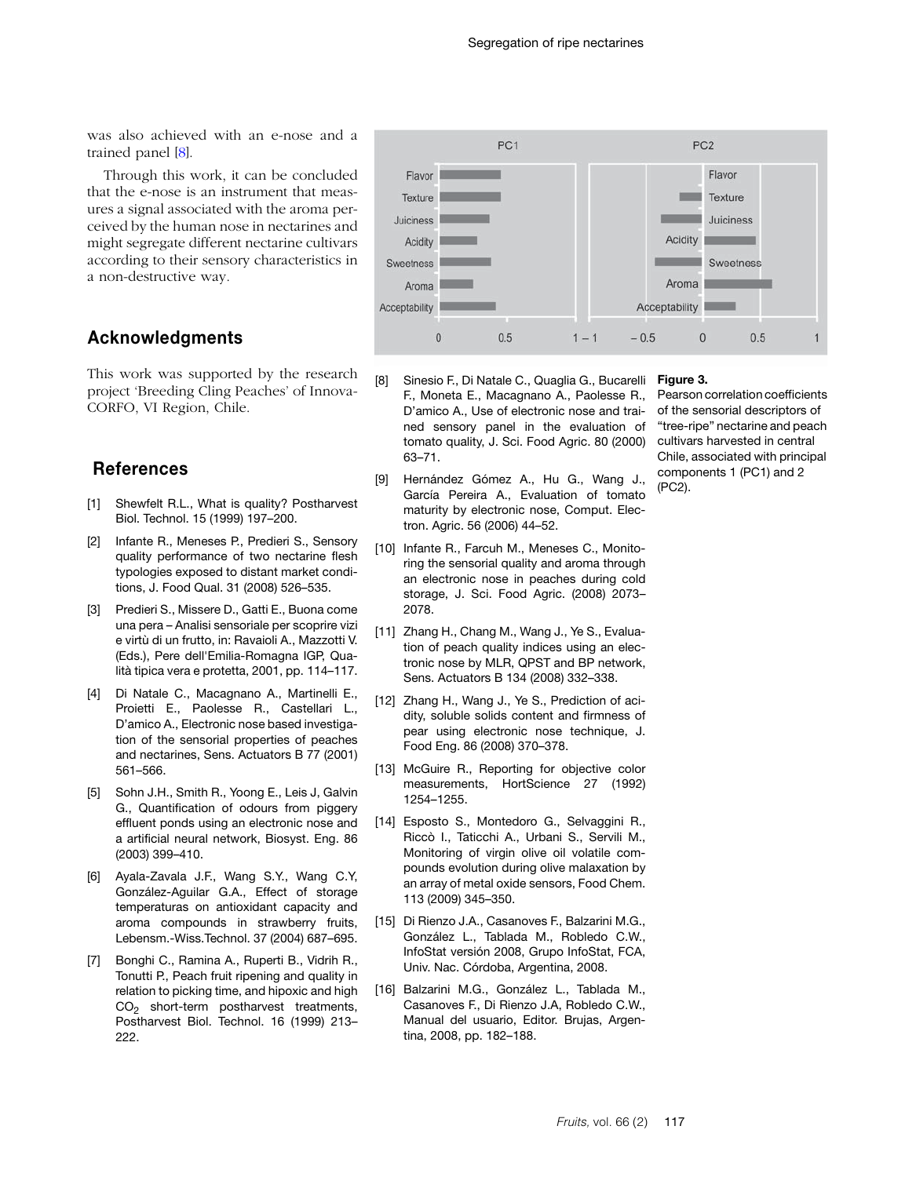was also achieved with an e-nose and a trained panel [8].

Through this work, it can be concluded that the e-nose is an instrument that measures a signal associated with the aroma perceived by the human nose in nectarines and might segregate different nectarine cultivars according to their sensory characteristics in a non-destructive way.

## Acknowledgments

This work was supported by the research project 'Breeding Cling Peaches' of Innova-CORFO, VI Region, Chile.

## References

[1] Shewfelt R.L., What is quality? Postharvest Biol. Technol. 15 (1999) 197–200.

[2] Infante R., Meneses P., Predieri S., Sensory quality performance of two nectarine flesh typologies exposed to distant market conditions, J. Food Qual. 31 (2008) 526–535.

[3] Predieri S., Missere D., Gatti E., Buona come una pera – Analisi sensoriale per scoprire vizi e virtù di un frutto, in: Ravaioli A., Mazzotti V. (Eds.), Pere dell'Emilia-Romagna IGP, Qualità tipica vera e protetta, 2001, pp. 114–117.

[4] Di Natale C., Macagnano A., Martinelli E., Proietti E., Paolesse R., Castellari L., D'amico A., Electronic nose based investigation of the sensorial properties of peaches and nectarines, Sens. Actuators B 77 (2001) 561–566.

[5] Sohn J.H., Smith R., Yoong E., Leis J, Galvin G., Quantification of odours from piggery effluent ponds using an electronic nose and a artificial neural network, Biosyst. Eng. 86 (2003) 399–410.

[6] Ayala-Zavala J.F., Wang S.Y., Wang C.Y, González-Aguilar G.A., Effect of storage temperaturas on antioxidant capacity and aroma compounds in strawberry fruits, Lebensm.-Wiss.Technol. 37 (2004) 687–695.

[7] Bonghi C., Ramina A., Ruperti B., Vidrih R., Tonutti P., Peach fruit ripening and quality in relation to picking time, and hipoxic and high $CO_2$ short-term postharvest treatments, Postharvest Biol. Technol. 16 (1999) 213–222.

[8] Sinesio F., Di Natale C., Quaglia G., Bucarelli F., Moneta E., Macagnano A., Paolesse R., D'amico A., Use of electronic nose and trained sensory panel in the evaluation of tomato quality, J. Sci. Food Agric. 80 (2000) 63–71.

[9] Hernández Gómez A., Hu G., Wang J., García Pereira A., Evaluation of tomato maturity by electronic nose, Comput. Electron. Agric. 56 (2006) 44–52.

[10] Infante R., Farcuh M., Meneses C., Monitoring the sensorial quality and aroma through an electronic nose in peaches during cold storage, J. Sci. Food Agric. (2008) 2073–2078.

[11] Zhang H., Chang M., Wang J., Ye S., Evaluation of peach quality indices using an electronic nose by MLR, QPST and BP network, Sens. Actuators B 134 (2008) 332–338.

[12] Zhang H., Wang J., Ye S., Prediction of acidity, soluble solids content and firmness of pear using electronic nose technique, J. Food Eng. 86 (2008) 370–378.

[13] McGuire R., Reporting for objective color measurements, HortScience 27 (1992) 1254–1255.

[14] Esposto S., Montedoro G., Selvaggini R., Riccò I., Taticchi A., Urbani S., Servili M., Monitoring of virgin olive oil volatile compounds evolution during olive malaxation by an array of metal oxide sensors, Food Chem. 113 (2009) 345–350.

[15] Di Rienzo J.A., Casanoves F., Balzarini M.G., González L., Tablada M., Robledo C.W., InfoStat versión 2008, Grupo InfoStat, FCA, Univ. Nac. Córdoba, Argentina, 2008.

[16] Balzarini M.G., González L., Tablada M., Casanoves F., Di Rienzo J.A, Robledo C.W., Manual del usuario, Editor. Brujas, Argentina, 2008, pp. 182–188.

**Figure 3.**
Pearson correlation coefficients of the sensorial descriptors of "tree-ripe" nectarine and peach cultivars harvested in central Chile, associated with principal components 1 (PC1) and 2 (PC2).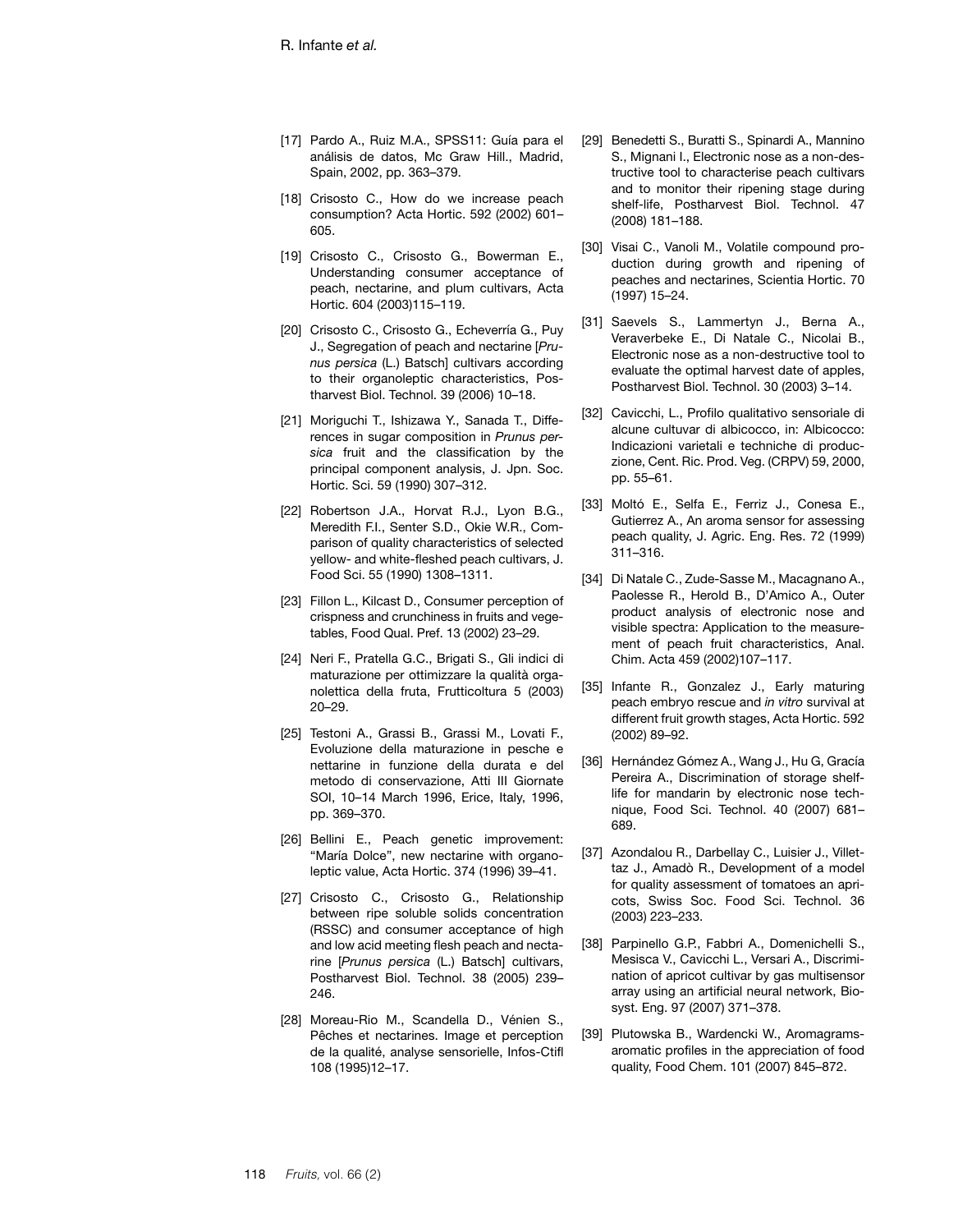[17] Pardo A., Ruiz M.A., SPSS11: Guía para el análisis de datos, Mc Graw Hill., Madrid, Spain, 2002, pp. 363–379.

[18] Crisosto C., How do we increase peach consumption? Acta Hortic. 592 (2002) 601–605.

[19] Crisosto C., Crisosto G., Bowerman E., Understanding consumer acceptance of peach, nectarine, and plum cultivars, Acta Hortic. 604 (2003)115–119.

[20] Crisosto C., Crisosto G., Echeverría G., Puy J., Segregation of peach and nectarine [*Prunus persica* (L.) Batsch] cultivars according to their organoleptic characteristics, Postharvest Biol. Technol. 39 (2006) 10–18.

[21] Moriguchi T., Ishizawa Y., Sanada T., Differences in sugar composition in *Prunus persica* fruit and the classification by the principal component analysis, J. Jpn. Soc. Hortic. Sci. 59 (1990) 307–312.

[22] Robertson J.A., Horvat R.J., Lyon B.G., Meredith F.I., Senter S.D., Okie W.R., Comparison of quality characteristics of selected yellow- and white-fleshed peach cultivars, J. Food Sci. 55 (1990) 1308–1311.

[23] Fillon L., Kilcast D., Consumer perception of crispness and crunchiness in fruits and vegetables, Food Qual. Pref. 13 (2002) 23–29.

[24] Neri F., Pratella G.C., Brigati S., Gli indici di maturazione per ottimizzare la qualità organolettica della fruta, Frutticoltura 5 (2003) 20–29.

[25] Testoni A., Grassi B., Grassi M., Lovati F., Evoluzione della maturazione in pesche e nettarine in funzione della durata e del metodo di conservazione, Atti III Giornate SOI, 10–14 March 1996, Erice, Italy, 1996, pp. 369–370.

[26] Bellini E., Peach genetic improvement: "María Dolce", new nectarine with organoleptic value, Acta Hortic. 374 (1996) 39–41.

[27] Crisosto C., Crisosto G., Relationship between ripe soluble solids concentration (RSSC) and consumer acceptance of high and low acid meeting flesh peach and nectarine [*Prunus persica* (L.) Batsch] cultivars, Postharvest Biol. Technol. 38 (2005) 239–246.

[28] Moreau-Rio M., Scandella D., Vénien S., Pêches et nectarines. Image et perception de la qualité, analyse sensorielle, Infos-Ctifl 108 (1995)12–17.

[29] Benedetti S., Buratti S., Spinardi A., Mannino S., Mignani I., Electronic nose as a non-destructive tool to characterise peach cultivars and to monitor their ripening stage during shelf-life, Postharvest Biol. Technol. 47 (2008) 181–188.

[30] Visai C., Vanoli M., Volatile compound production during growth and ripening of peaches and nectarines, Scientia Hortic. 70 (1997) 15–24.

[31] Saevels S., Lammertyn J., Berna A., Veraverbeke E., Di Natale C., Nicolai B., Electronic nose as a non-destructive tool to evaluate the optimal harvest date of apples, Postharvest Biol. Technol. 30 (2003) 3–14.

[32] Cavicchi, L., Profilo qualitativo sensoriale di alcune cultuvar di albicocco, in: Albicocco: Indicazioni varietali e techniche di produczione, Cent. Ric. Prod. Veg. (CRPV) 59, 2000, pp. 55–61.

[33] Moltó E., Selfa E., Ferriz J., Conesa E., Gutierrez A., An aroma sensor for assessing peach quality, J. Agric. Eng. Res. 72 (1999) 311–316.

[34] Di Natale C., Zude-Sasse M., Macagnano A., Paolesse R., Herold B., D'Amico A., Outer product analysis of electronic nose and visible spectra: Application to the measurement of peach fruit characteristics, Anal. Chim. Acta 459 (2002)107–117.

[35] Infante R., Gonzalez J., Early maturing peach embryo rescue and *in vitro* survival at different fruit growth stages, Acta Hortic. 592 (2002) 89–92.

[36] Hernández Gómez A., Wang J., Hu G, Gracía Pereira A., Discrimination of storage shelf-life for mandarin by electronic nose technique, Food Sci. Technol. 40 (2007) 681–689.

[37] Azondalou R., Darbellay C., Luisier J., Villettaz J., Amadò R., Development of a model for quality assessment of tomatoes an apricots, Swiss Soc. Food Sci. Technol. 36 (2003) 223–233.

[38] Parpinello G.P., Fabbri A., Domenichelli S., Mesisca V., Cavicchi L., Versari A., Discrimination of apricot cultivar by gas multisensor array using an artificial neural network, Biosyst. Eng. 97 (2007) 371–378.

[39] Plutowska B., Wardencki W., Aromagrams-aromatic profiles in the appreciation of food quality, Food Chem. 101 (2007) 845–872.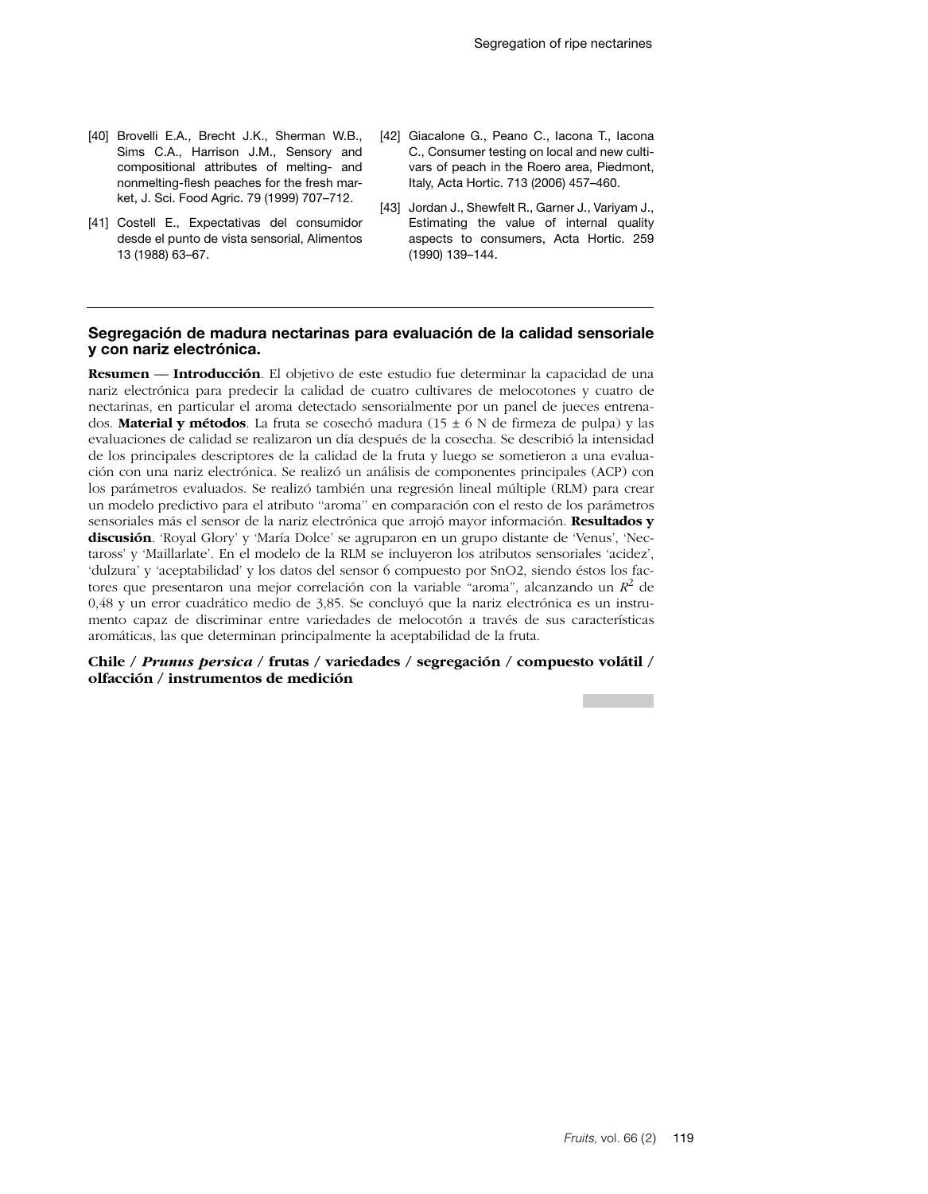[40] Brovelli E.A., Brecht J.K., Sherman W.B., Sims C.A., Harrison J.M., Sensory and compositional attributes of melting- and nonmelting-flesh peaches for the fresh market, J. Sci. Food Agric. 79 (1999) 707–712.

[41] Costell E., Expectativas del consumidor desde el punto de vista sensorial, Alimentos 13 (1988) 63–67.

[42] Giacalone G., Peano C., Iacona T., Iacona C., Consumer testing on local and new cultivars of peach in the Roero area, Piedmont, Italy, Acta Hortic. 713 (2006) 457–460.

[43] Jordan J., Shewfelt R., Garner J., Variyam J., Estimating the value of internal quality aspects to consumers, Acta Hortic. 259 (1990) 139–144.

---

## Segregación de madura nectarinas para evaluación de la calidad sensoriale y con nariz electrónica.

**Resumen** — **Introducción**. El objetivo de este estudio fue determinar la capacidad de una nariz electrónica para predecir la calidad de cuatro cultivares de melocotones y cuatro de nectarinas, en particular el aroma detectado sensorialmente por un panel de jueces entrenados. **Material y métodos**. La fruta se cosechó madura (15 ± 6 N de firmeza de pulpa) y las evaluaciones de calidad se realizaron un día después de la cosecha. Se describió la intensidad de los principales descriptores de la calidad de la fruta y luego se sometieron a una evaluación con una nariz electrónica. Se realizó un análisis de componentes principales (ACP) con los parámetros evaluados. Se realizó también una regresión lineal múltiple (RLM) para crear un modelo predictivo para el atributo "aroma" en comparación con el resto de los parámetros sensoriales más el sensor de la nariz electrónica que arrojó mayor información. **Resultados y discusión**. 'Royal Glory' y 'María Dolce' se agruparon en un grupo distante de 'Venus', 'Nectaross' y 'Maillarlate'. En el modelo de la RLM se incluyeron los atributos sensoriales 'acidez', 'dulzura' y 'aceptabilidad' y los datos del sensor 6 compuesto por $SnO_2$, siendo éstos los factores que presentaron una mejor correlación con la variable "aroma", alcanzando un $R^2$ de 0,48 y un error cuadrático medio de 3,85. Se concluyó que la nariz electrónica es un instrumento capaz de discriminar entre variedades de melocotón a través de sus características aromáticas, las que determinan principalmente la aceptabilidad de la fruta.

**Chile / *Prunus persica* / frutas / variedades / segregación / compuesto volátil / olfacción / instrumentos de medición**